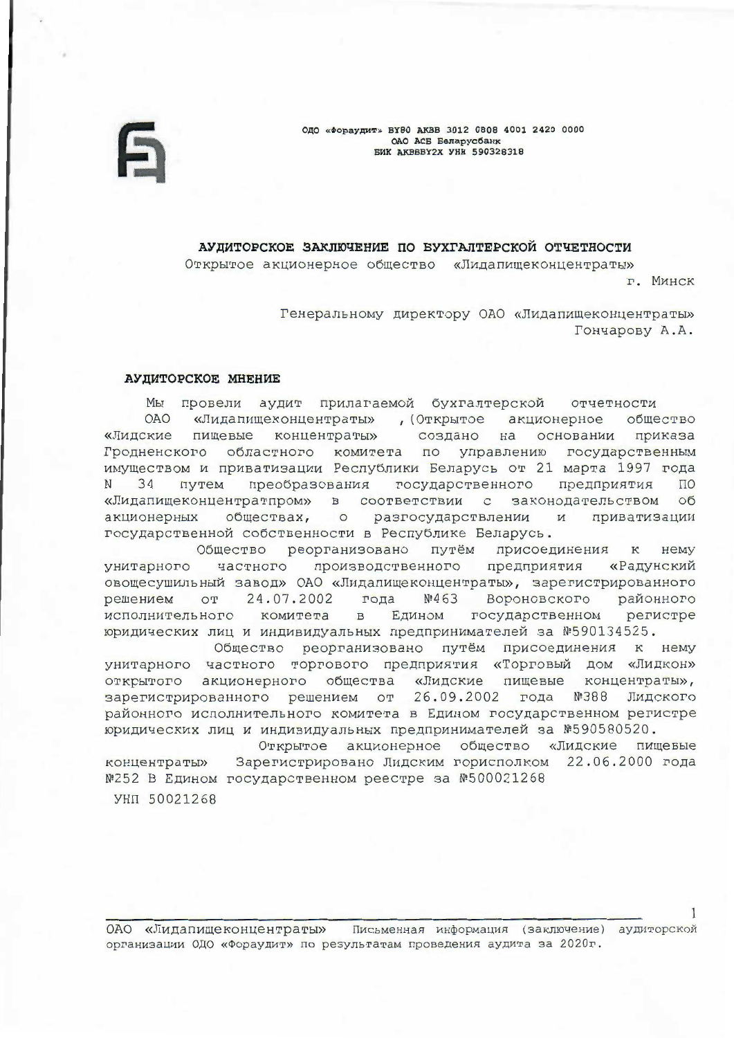ОДО «Фораудит» BY80 AKBB 3012 0808 4001 2420 0000
ОАО АСБ Беларусбанк
БИК AKBBBY2X УНН 590328318

## АУДИТОРСКОЕ ЗАКЛЮЧЕНИЕ ПО БУХГАЛТЕРСКОЙ ОТЧЕТНОСТИ

Открытое акционерное общество «Лидапищеконцентраты»

г. Минск

Генеральному директору ОАО «Лидапищеконцентраты»
Гончарову А.А.

### АУДИТОРСКОЕ МНЕНИЕ

Мы провели аудит прилагаемой бухгалтерской отчетности ОАО «Лидапищеконцентраты» ,(Открытое акционерное общество «Лидские пищевые концентраты» создано на основании приказа Гродненского областного комитета по управлению государственным имуществом и приватизации Республики Беларусь от 21 марта 1997 года N 34 путем преобразования государственного предприятия ПО «Лидапищеконцентратпром» в соответствии с законодательством об акционерных обществах, о разгосударствлении и приватизации государственной собственности в Республике Беларусь.

Общество реорганизовано путём присоединения к нему унитарного частного производственного предприятия «Радунский овощесушильный завод» ОАО «Лидапищеконцентраты», зарегистрированного решением от 24.07.2002 года №463 Вороновского районного исполнительного комитета в Едином государственном регистре юридических лиц и индивидуальных предпринимателей за №590134525.

Общество реорганизовано путём присоединения к нему унитарного частного торгового предприятия «Торговый дом «Лидкон» открытого акционерного общества «Лидские пищевые концентраты», зарегистрированного решением от 26.09.2002 года №388 Лидского районного исполнительного комитета в Едином государственном регистре юридических лиц и индивидуальных предпринимателей за №590580520.

Открытое акционерное общество «Лидские пищевые концентраты» Зарегистрировано Лидским горисполком 22.06.2000 года №252 В Едином государственном реестре за №500021268

УНП 50021268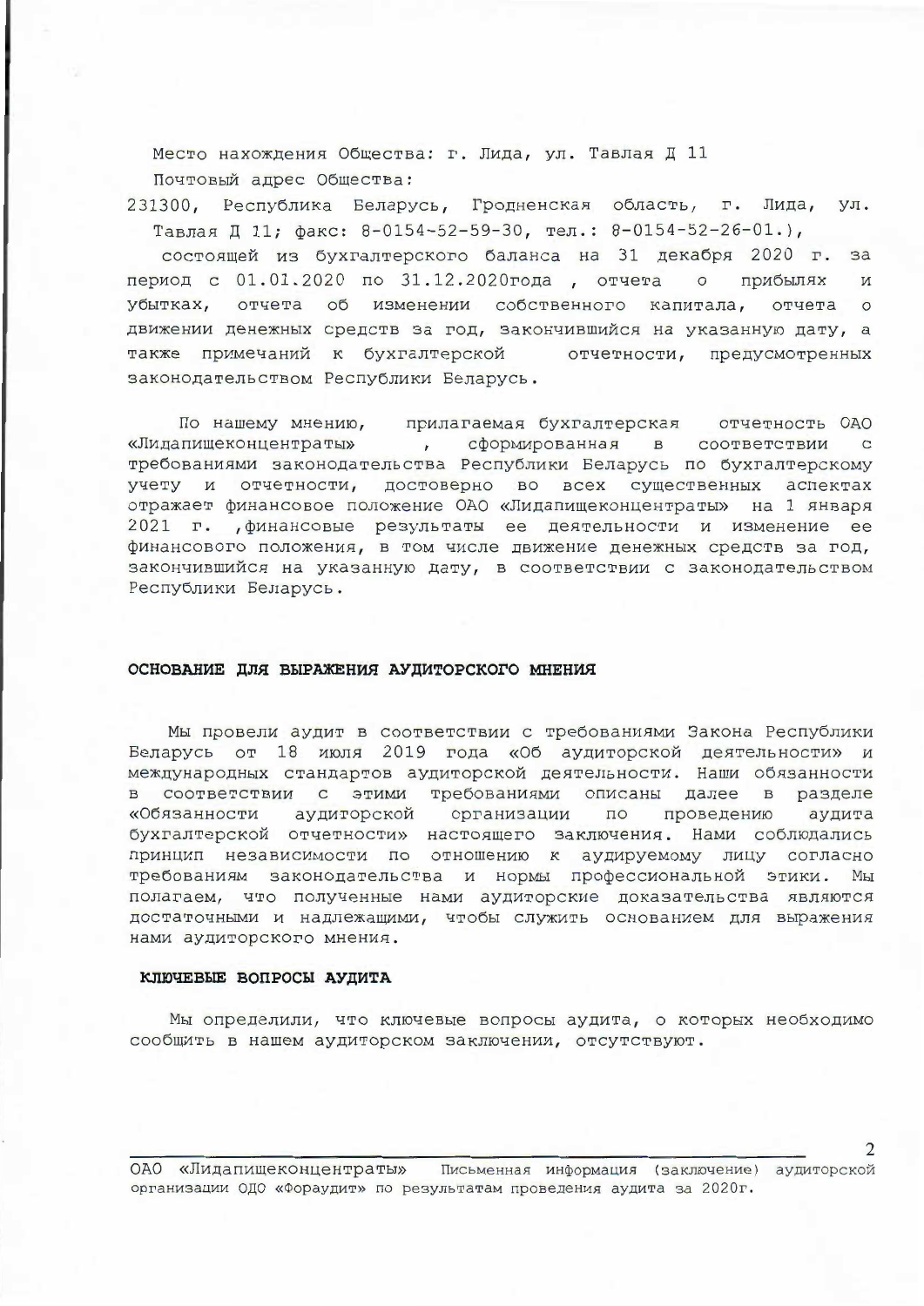Место нахождения Общества: г. Лида, ул. Тавлая Д 11

Почтовый адрес Общества:

231300, Республика Беларусь, Гродненская область, г. Лида, ул. Тавлая Д 11; факс: 8-0154-52-59-30, тел.: 8-0154-52-26-01.),

состоящей из бухгалтерского баланса на 31 декабря 2020 г. за период с 01.01.2020 по 31.12.2020года , отчета о прибылях и убытках, отчета об изменении собственного капитала, отчета о движении денежных средств за год, закончившийся на указанную дату, а также примечаний к бухгалтерской отчетности, предусмотренных законодательством Республики Беларусь.

По нашему мнению, прилагаемая бухгалтерская отчетность ОАО «Лидапищеконцентраты» , сформированная в соответствии с требованиями законодательства Республики Беларусь по бухгалтерскому учету и отчетности, достоверно во всех существенных аспектах отражает финансовое положение ОАО «Лидапищеконцентраты» на 1 января 2021 г. ,финансовые результаты ее деятельности и изменение ее финансового положения, в том числе движение денежных средств за год, закончившийся на указанную дату, в соответствии с законодательством Республики Беларусь.

## ОСНОВАНИЕ ДЛЯ ВЫРАЖЕНИЯ АУДИТОРСКОГО МНЕНИЯ

Мы провели аудит в соответствии с требованиями Закона Республики Беларусь от 18 июля 2019 года «Об аудиторской деятельности» и международных стандартов аудиторской деятельности. Наши обязанности в соответствии с этими требованиями описаны далее в разделе «Обязанности аудиторской организации по проведению аудита бухгалтерской отчетности» настоящего заключения. Нами соблюдались принцип независимости по отношению к аудируемому лицу согласно требованиям законодательства и нормы профессиональной этики. Мы полагаем, что полученные нами аудиторские доказательства являются достаточными и надлежащими, чтобы служить основанием для выражения нами аудиторского мнения.

## КЛЮЧЕВЫЕ ВОПРОСЫ АУДИТА

Мы определили, что ключевые вопросы аудита, о которых необходимо сообщить в нашем аудиторском заключении, отсутствуют.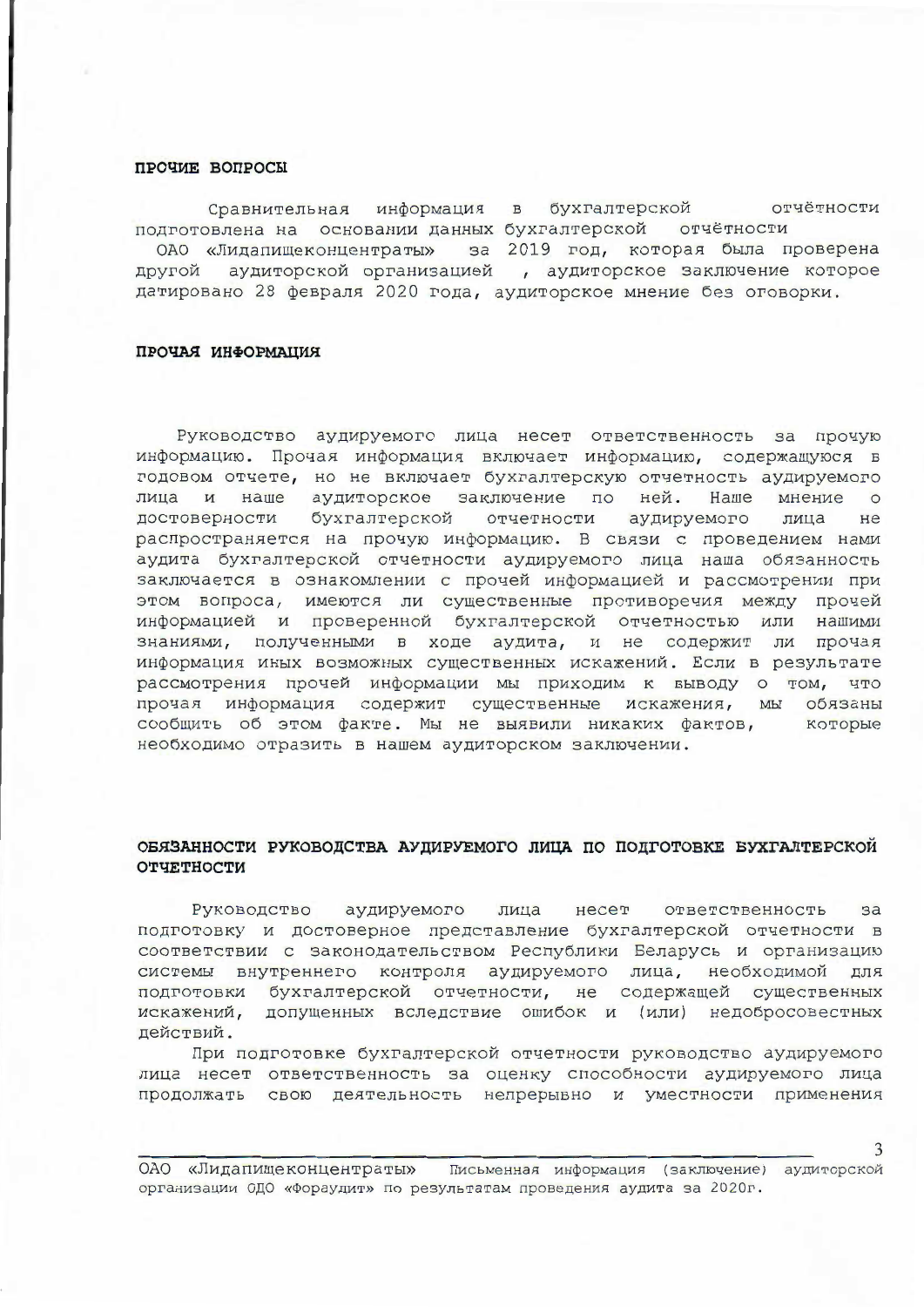**ПРОЧИЕ ВОПРОСЫ**

Сравнительная информация в бухгалтерской отчётности подготовлена на основании данных бухгалтерской отчётности ОАО «Лидапищеконцентраты» за 2019 год, которая была проверена другой аудиторской организацией , аудиторское заключение которое датировано 28 февраля 2020 года, аудиторское мнение без оговорки.

**ПРОЧАЯ ИНФОРМАЦИЯ**

Руководство аудируемого лица несет ответственность за прочую информацию. Прочая информация включает информацию, содержащуюся в годовом отчете, но не включает бухгалтерскую отчетность аудируемого лица и наше аудиторское заключение по ней. Наше мнение о достоверности бухгалтерской отчетности аудируемого лица не распространяется на прочую информацию. В связи с проведением нами аудита бухгалтерской отчетности аудируемого лица наша обязанность заключается в ознакомлении с прочей информацией и рассмотрении при этом вопроса, имеются ли существенные противоречия между прочей информацией и проверенной бухгалтерской отчетностью или нашими знаниями, полученными в ходе аудита, и не содержит ли прочая информация иных возможных существенных искажений. Если в результате рассмотрения прочей информации мы приходим к выводу о том, что прочая информация содержит существенные искажения, мы обязаны сообщить об этом факте. Мы не выявили никаких фактов, которые необходимо отразить в нашем аудиторском заключении.

**ОБЯЗАННОСТИ РУКОВОДСТВА АУДИРУЕМОГО ЛИЦА ПО ПОДГОТОВКЕ БУХГАЛТЕРСКОЙ ОТЧЕТНОСТИ**

Руководство аудируемого лица несет ответственность за подготовку и достоверное представление бухгалтерской отчетности в соответствии с законодательством Республики Беларусь и организацию системы внутреннего контроля аудируемого лица, необходимой для подготовки бухгалтерской отчетности, не содержащей существенных искажений, допущенных вследствие ошибок и (или) недобросовестных действий.

При подготовке бухгалтерской отчетности руководство аудируемого лица несет ответственность за оценку способности аудируемого лица продолжать свою деятельность непрерывно и уместности применения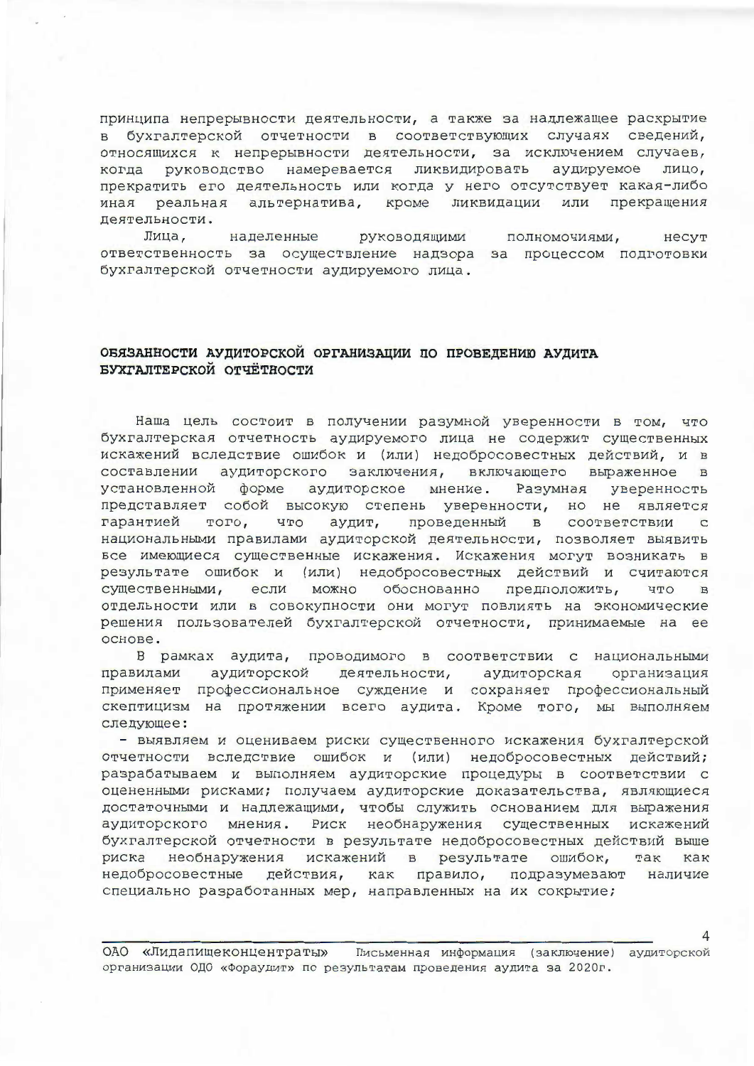принципа непрерывности деятельности, а также за надлежащее раскрытие в бухгалтерской отчетности в соответствующих случаях сведений, относящихся к непрерывности деятельности, за исключением случаев, когда руководство намеревается ликвидировать аудируемое лицо, прекратить его деятельность или когда у него отсутствует какая-либо иная реальная альтернатива, кроме ликвидации или прекращения деятельности.

Лица, наделенные руководящими полномочиями, несут ответственность за осуществление надзора за процессом подготовки бухгалтерской отчетности аудируемого лица.

## ОБЯЗАННОСТИ АУДИТОРСКОЙ ОРГАНИЗАЦИИ ПО ПРОВЕДЕНИЮ АУДИТА БУХГАЛТЕРСКОЙ ОТЧЁТНОСТИ

Наша цель состоит в получении разумной уверенности в том, что бухгалтерская отчетность аудируемого лица не содержит существенных искажений вследствие ошибок и (или) недобросовестных действий, и в составлении аудиторского заключения, включающего выраженное в установленной форме аудиторское мнение. Разумная уверенность представляет собой высокую степень уверенности, но не является гарантией того, что аудит, проведенный в соответствии с национальными правилами аудиторской деятельности, позволяет выявить все имеющиеся существенные искажения. Искажения могут возникать в результате ошибок и (или) недобросовестных действий и считаются существенными, если можно обоснованно предположить, что в отдельности или в совокупности они могут повлиять на экономические решения пользователей бухгалтерской отчетности, принимаемые на ее основе.

В рамках аудита, проводимого в соответствии с национальными правилами аудиторской деятельности, аудиторская организация применяет профессиональное суждение и сохраняет профессиональный скептицизм на протяжении всего аудита. Кроме того, мы выполняем следующее:

- выявляем и оцениваем риски существенного искажения бухгалтерской отчетности вследствие ошибок и (или) недобросовестных действий; разрабатываем и выполняем аудиторские процедуры в соответствии с оцененными рисками; получаем аудиторские доказательства, являющиеся достаточными и надлежащими, чтобы служить основанием для выражения аудиторского мнения. Риск необнаружения существенных искажений бухгалтерской отчетности в результате недобросовестных действий выше риска необнаружения искажений в результате ошибок, так как недобросовестные действия, как правило, подразумевают наличие специально разработанных мер, направленных на их сокрытие;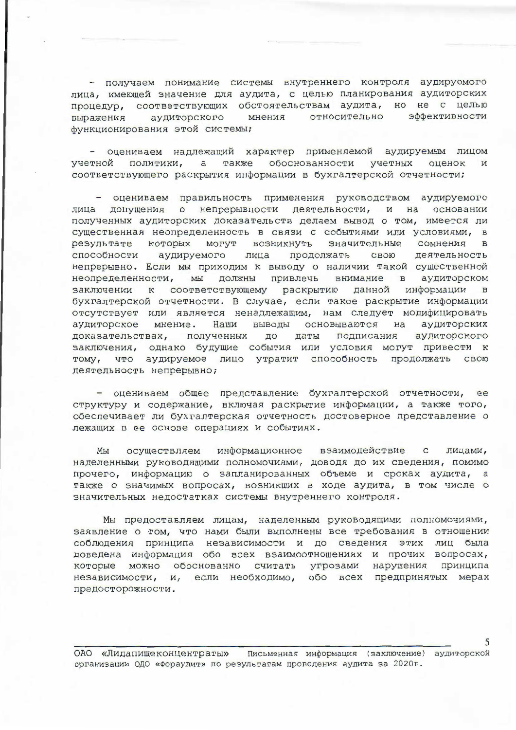- получаем понимание системы внутреннего контроля аудируемого лица, имеющей значение для аудита, с целью планирования аудиторских процедур, соответствующих обстоятельствам аудита, но не с целью выражения аудиторского мнения относительно эффективности функционирования этой системы;

- оцениваем надлежащий характер применяемой аудируемым лицом учетной политики, а также обоснованности учетных оценок и соответствующего раскрытия информации в бухгалтерской отчетности;

- оцениваем правильность применения руководством аудируемого лица допущения о непрерывности деятельности, и на основании полученных аудиторских доказательств делаем вывод о том, имеется ли существенная неопределенность в связи с событиями или условиями, в результате которых могут возникнуть значительные сомнения в способности аудируемого лица продолжать свою деятельность непрерывно. Если мы приходим к выводу о наличии такой существенной неопределенности, мы должны привлечь внимание в аудиторском заключении к соответствующему раскрытию данной информации в бухгалтерской отчетности. В случае, если такое раскрытие информации отсутствует или является ненадлежащим, нам следует модифицировать аудиторское мнение. Наши выводы основываются на аудиторских доказательствах, полученных до даты подписания аудиторского заключения, однако будущие события или условия могут привести к тому, что аудируемое лицо утратит способность продолжать свою деятельность непрерывно;

- оцениваем общее представление бухгалтерской отчетности, ее структуру и содержание, включая раскрытие информации, а также того, обеспечивает ли бухгалтерская отчетность достоверное представление о лежащих в ее основе операциях и событиях.

Мы осуществляем информационное взаимодействие с лицами, наделенными руководящими полномочиями, доводя до их сведения, помимо прочего, информацию о запланированных объеме и сроках аудита, а также о значимых вопросах, возникших в ходе аудита, в том числе о значительных недостатках системы внутреннего контроля.

Мы предоставляем лицам, наделенным руководящими полномочиями, заявление о том, что нами были выполнены все требования в отношении соблюдения принципа независимости и до сведения этих лиц была доведена информация обо всех взаимоотношениях и прочих вопросах, которые можно обоснованно считать угрозами нарушения принципа независимости, и, если необходимо, обо всех предпринятых мерах предосторожности.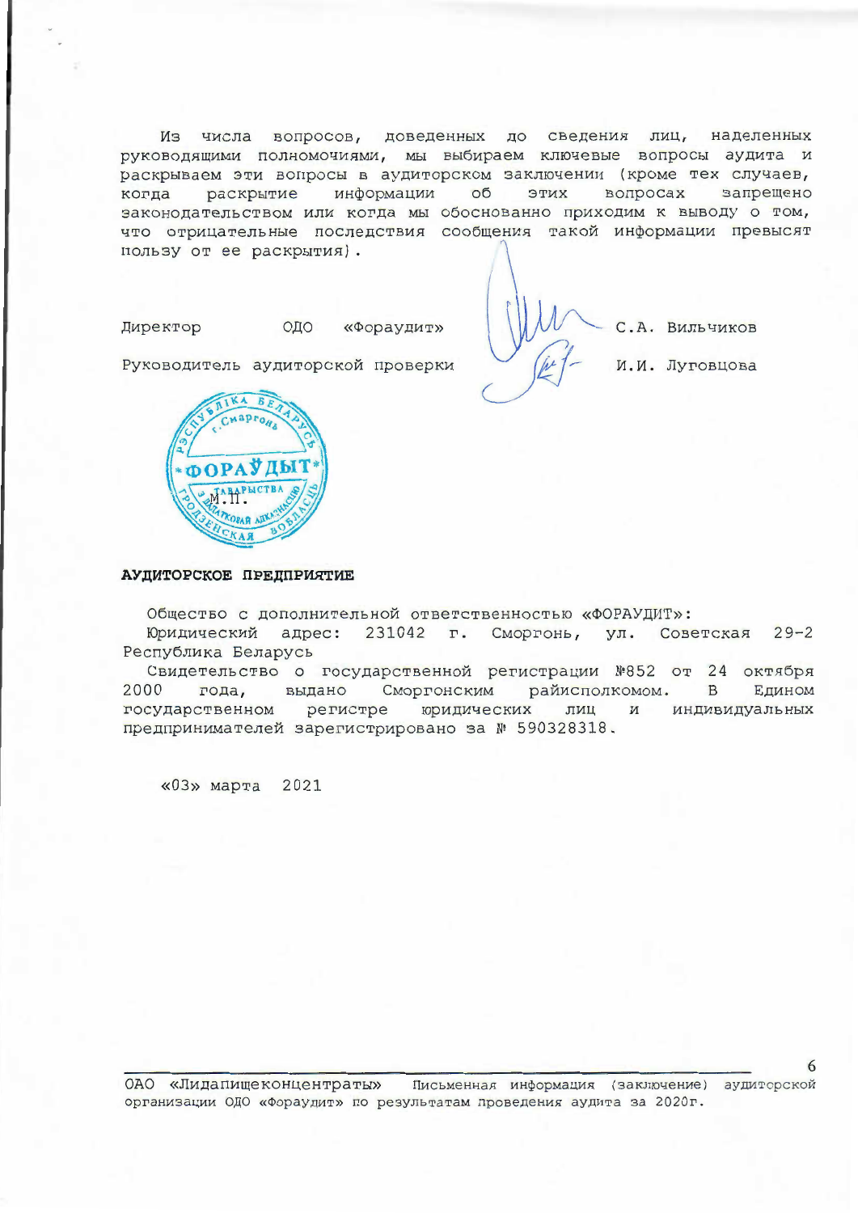Из числа вопросов, доведенных до сведения лиц, наделенных руководящими полномочиями, мы выбираем ключевые вопросы аудита и раскрываем эти вопросы в аудиторском заключении (кроме тех случаев, когда раскрытие информации об этих вопросах запрещено законодательством или когда мы обоснованно приходим к выводу о том, что отрицательные последствия сообщения такой информации превысят пользу от ее раскрытия).

Директор ОДО «Фораудит» С.А. Вильчиков

Руководитель аудиторской проверки И.И. Луговцова

М.П.

**АУДИТОРСКОЕ ПРЕДПРИЯТИЕ**

Общество с дополнительной ответственностью «ФОРАУДИТ»:
Юридический адрес: 231042 г. Сморгонь, ул. Советская 29-2 Республика Беларусь
Свидетельство о государственной регистрации №852 от 24 октября 2000 года, выдано Сморгонским райисполкомом. В Едином государственном регистре юридических лиц и индивидуальных предпринимателей зарегистрировано за № 590328318.

«03» марта 2021